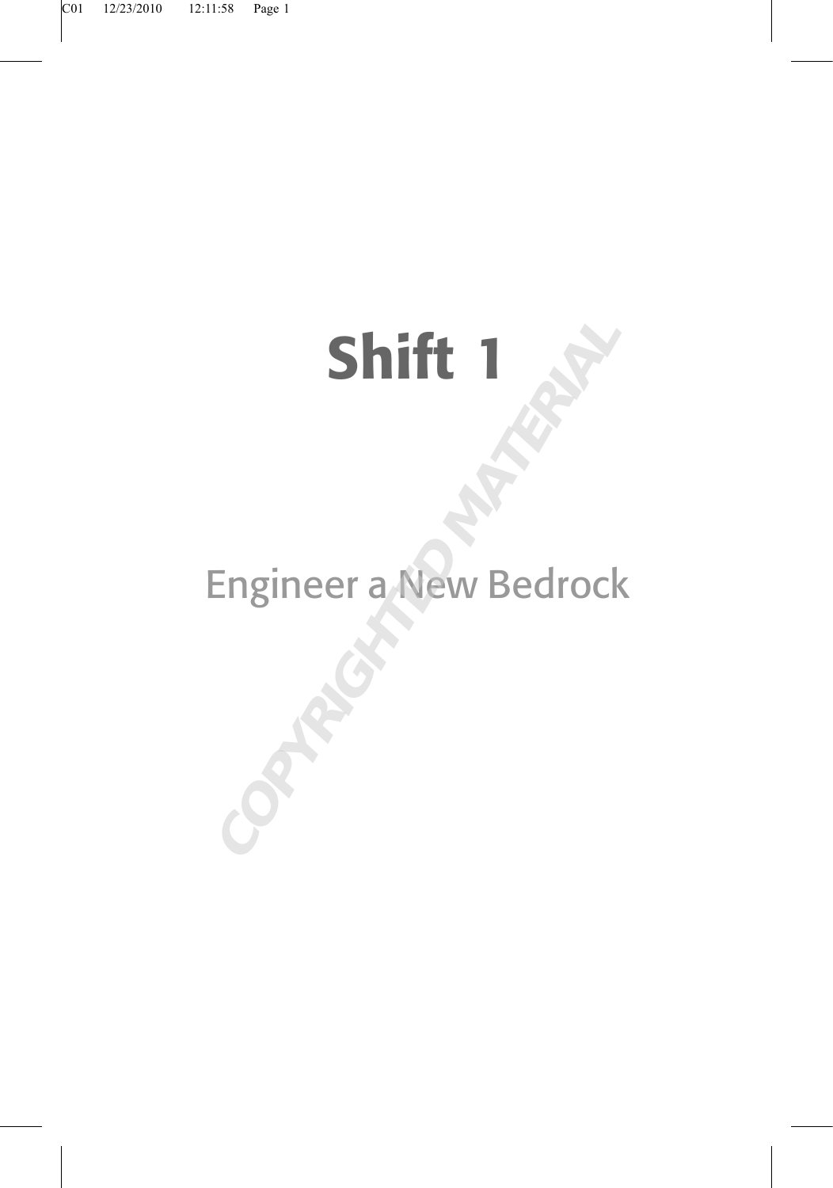# Shift 1

## Engineer a New Bedrock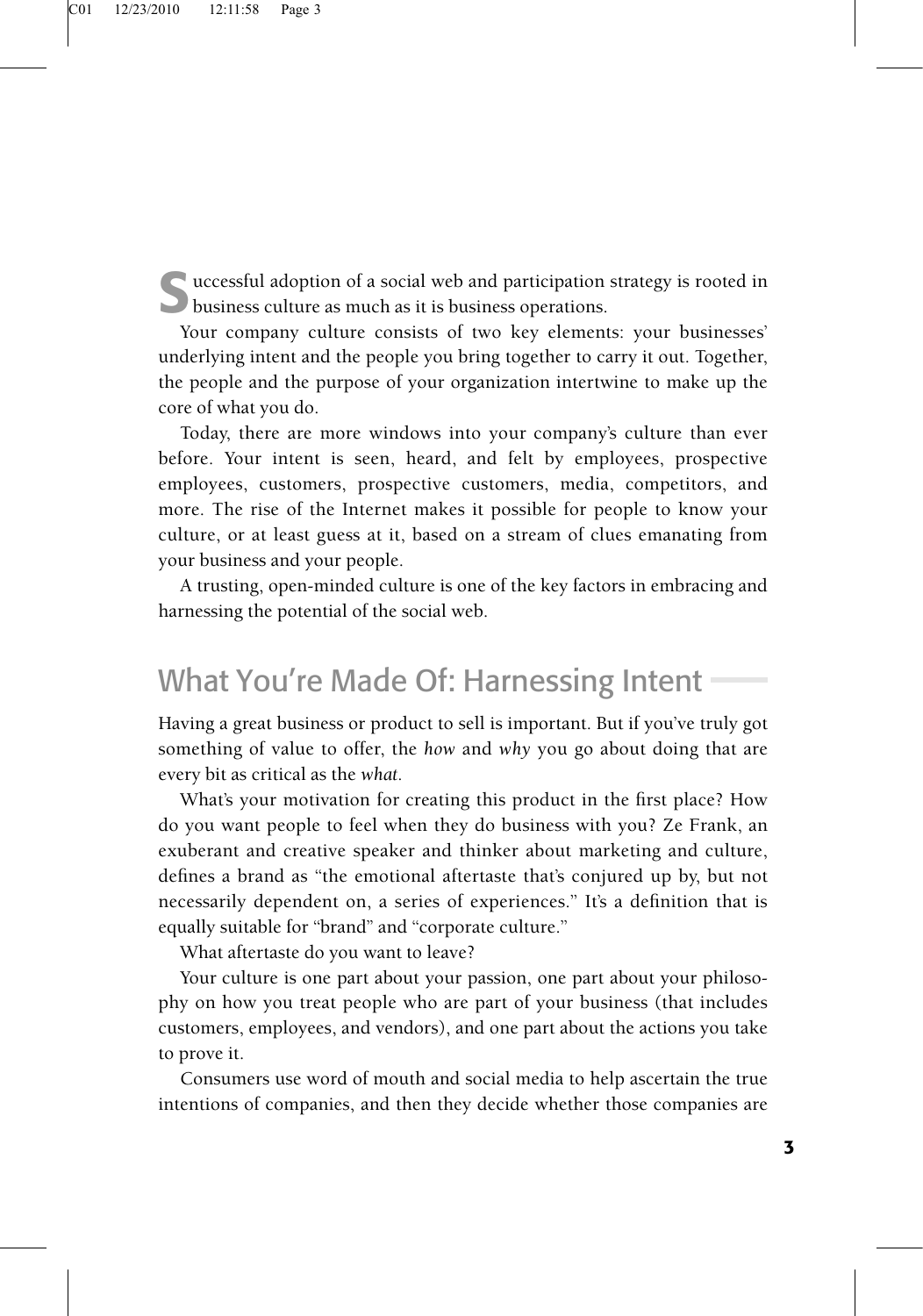Successful adoption of a social web and participation strategy is rooted in business culture as much as it is business operations.

Your company culture consists of two key elements: your businesses' underlying intent and the people you bring together to carry it out. Together, the people and the purpose of your organization intertwine to make up the core of what you do.

Today, there are more windows into your company's culture than ever before. Your intent is seen, heard, and felt by employees, prospective employees, customers, prospective customers, media, competitors, and more. The rise of the Internet makes it possible for people to know your culture, or at least guess at it, based on a stream of clues emanating from your business and your people.

A trusting, open-minded culture is one of the key factors in embracing and harnessing the potential of the social web.

## What You're Made Of: Harnessing Intent

Having a great business or product to sell is important. But if you've truly got something of value to offer, the *how* and *why* you go about doing that are every bit as critical as the *what*.

What's your motivation for creating this product in the first place? How do you want people to feel when they do business with you? Ze Frank, an exuberant and creative speaker and thinker about marketing and culture, defines a brand as "the emotional aftertaste that's conjured up by, but not necessarily dependent on, a series of experiences." It's a definition that is equally suitable for "brand" and "corporate culture."

What aftertaste do you want to leave?

Your culture is one part about your passion, one part about your philosophy on how you treat people who are part of your business (that includes customers, employees, and vendors), and one part about the actions you take to prove it.

Consumers use word of mouth and social media to help ascertain the true intentions of companies, and then they decide whether those companies are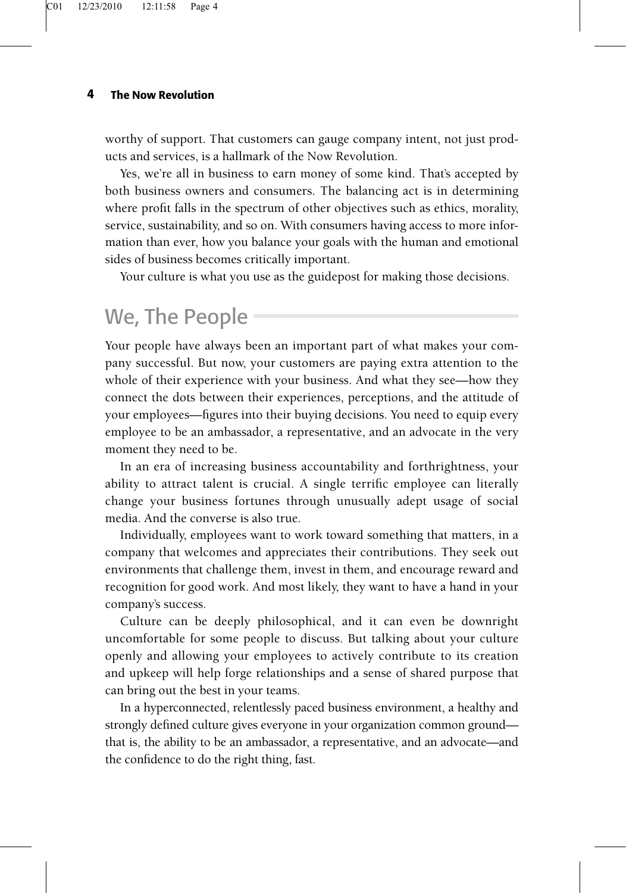worthy of support. That customers can gauge company intent, not just products and services, is a hallmark of the Now Revolution.

Yes, we're all in business to earn money of some kind. That's accepted by both business owners and consumers. The balancing act is in determining where profit falls in the spectrum of other objectives such as ethics, morality, service, sustainability, and so on. With consumers having access to more information than ever, how you balance your goals with the human and emotional sides of business becomes critically important.

Your culture is what you use as the guidepost for making those decisions.

## We, The People

Your people have always been an important part of what makes your company successful. But now, your customers are paying extra attention to the whole of their experience with your business. And what they see—how they connect the dots between their experiences, perceptions, and the attitude of your employees—figures into their buying decisions. You need to equip every employee to be an ambassador, a representative, and an advocate in the very moment they need to be.

In an era of increasing business accountability and forthrightness, your ability to attract talent is crucial. A single terrific employee can literally change your business fortunes through unusually adept usage of social media. And the converse is also true.

Individually, employees want to work toward something that matters, in a company that welcomes and appreciates their contributions. They seek out environments that challenge them, invest in them, and encourage reward and recognition for good work. And most likely, they want to have a hand in your company's success.

Culture can be deeply philosophical, and it can even be downright uncomfortable for some people to discuss. But talking about your culture openly and allowing your employees to actively contribute to its creation and upkeep will help forge relationships and a sense of shared purpose that can bring out the best in your teams.

In a hyperconnected, relentlessly paced business environment, a healthy and strongly defined culture gives everyone in your organization common ground—that is, the ability to be an ambassador, a representative, and an advocate—and the confidence to do the right thing, fast.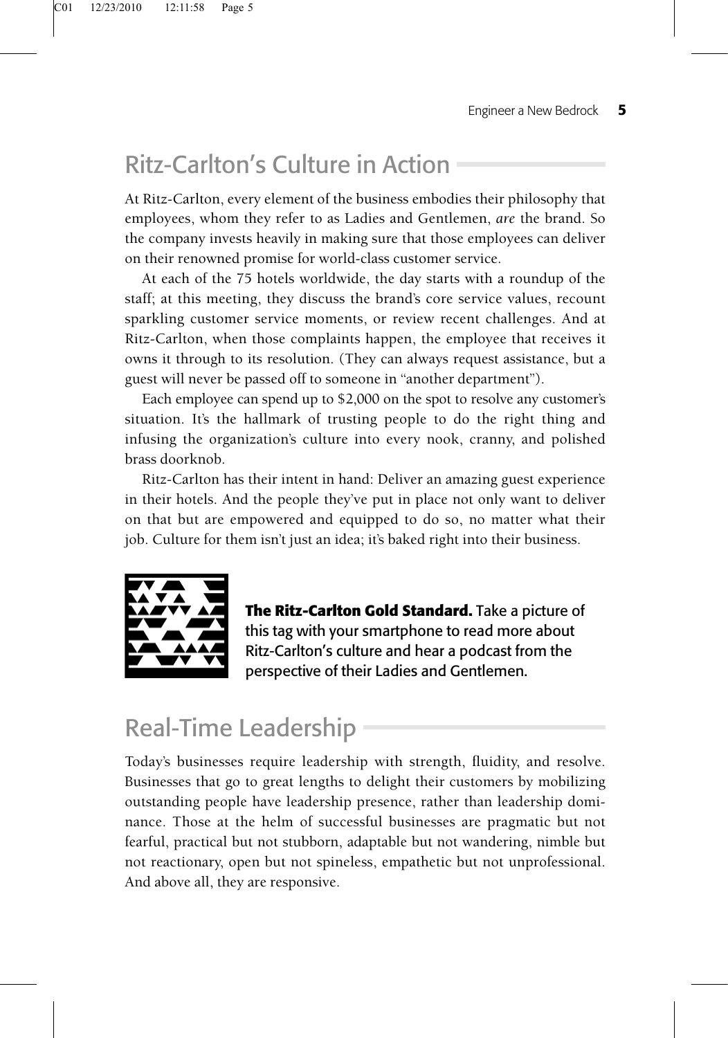## Ritz-Carlton's Culture in Action

At Ritz-Carlton, every element of the business embodies their philosophy that employees, whom they refer to as Ladies and Gentlemen, *are* the brand. So the company invests heavily in making sure that those employees can deliver on their renowned promise for world-class customer service.

At each of the 75 hotels worldwide, the day starts with a roundup of the staff; at this meeting, they discuss the brand's core service values, recount sparkling customer service moments, or review recent challenges. And at Ritz-Carlton, when those complaints happen, the employee that receives it owns it through to its resolution. (They can always request assistance, but a guest will never be passed off to someone in "another department").

Each employee can spend up to $2,000 on the spot to resolve any customer's situation. It's the hallmark of trusting people to do the right thing and infusing the organization's culture into every nook, cranny, and polished brass doorknob.

Ritz-Carlton has their intent in hand: Deliver an amazing guest experience in their hotels. And the people they've put in place not only want to deliver on that but are empowered and equipped to do so, no matter what their job. Culture for them isn't just an idea; it's baked right into their business.

**The Ritz-Carlton Gold Standard.** Take a picture of this tag with your smartphone to read more about Ritz-Carlton's culture and hear a podcast from the perspective of their Ladies and Gentlemen.

## Real-Time Leadership

Today's businesses require leadership with strength, fluidity, and resolve. Businesses that go to great lengths to delight their customers by mobilizing outstanding people have leadership presence, rather than leadership dominance. Those at the helm of successful businesses are pragmatic but not fearful, practical but not stubborn, adaptable but not wandering, nimble but not reactionary, open but not spineless, empathetic but not unprofessional. And above all, they are responsive.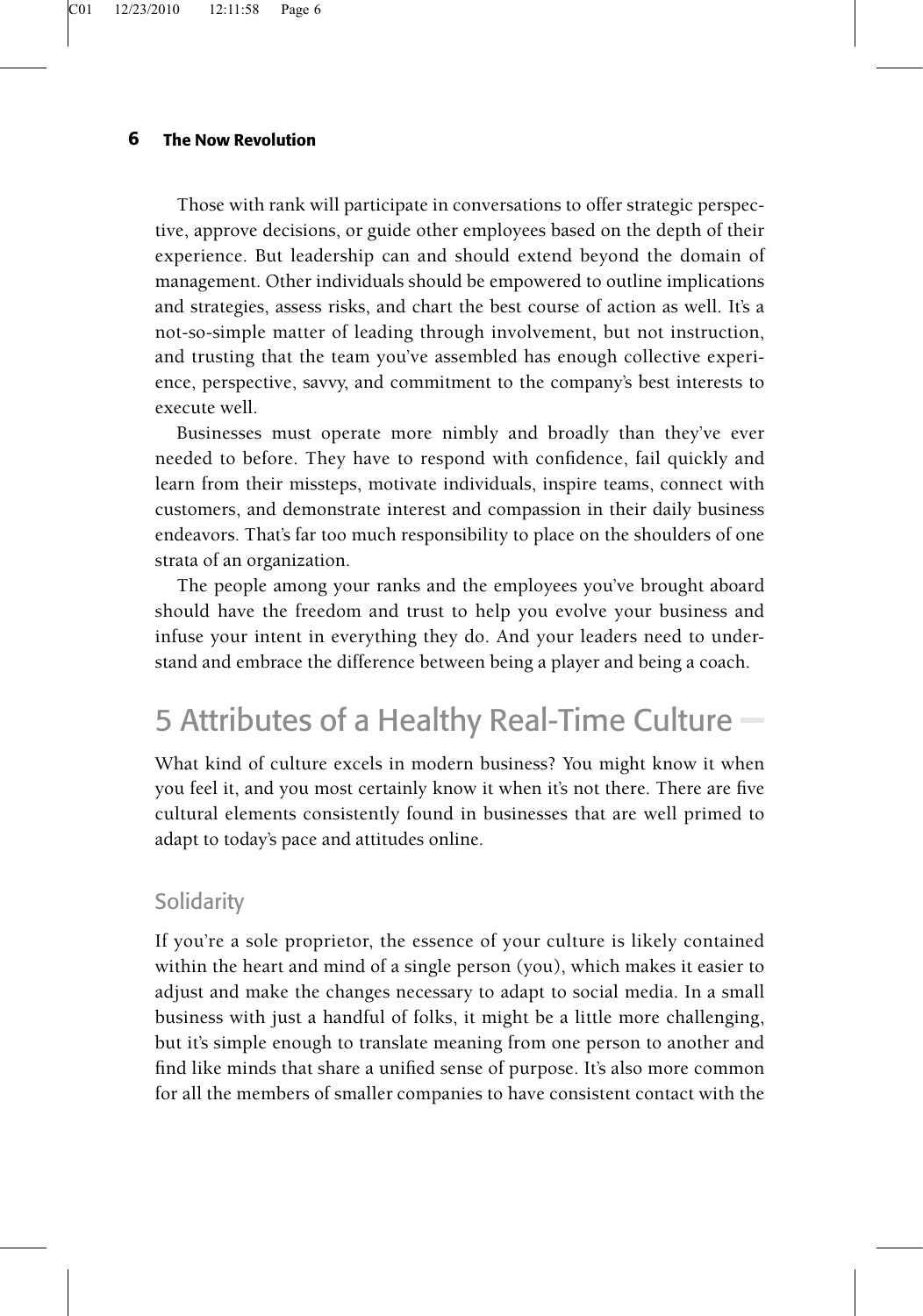Those with rank will participate in conversations to offer strategic perspective, approve decisions, or guide other employees based on the depth of their experience. But leadership can and should extend beyond the domain of management. Other individuals should be empowered to outline implications and strategies, assess risks, and chart the best course of action as well. It's a not-so-simple matter of leading through involvement, but not instruction, and trusting that the team you've assembled has enough collective experience, perspective, savvy, and commitment to the company's best interests to execute well.

Businesses must operate more nimbly and broadly than they've ever needed to before. They have to respond with confidence, fail quickly and learn from their missteps, motivate individuals, inspire teams, connect with customers, and demonstrate interest and compassion in their daily business endeavors. That's far too much responsibility to place on the shoulders of one strata of an organization.

The people among your ranks and the employees you've brought aboard should have the freedom and trust to help you evolve your business and infuse your intent in everything they do. And your leaders need to understand and embrace the difference between being a player and being a coach.

## 5 Attributes of a Healthy Real-Time Culture

What kind of culture excels in modern business? You might know it when you feel it, and you most certainly know it when it's not there. There are five cultural elements consistently found in businesses that are well primed to adapt to today's pace and attitudes online.

### Solidarity

If you're a sole proprietor, the essence of your culture is likely contained within the heart and mind of a single person (you), which makes it easier to adjust and make the changes necessary to adapt to social media. In a small business with just a handful of folks, it might be a little more challenging, but it's simple enough to translate meaning from one person to another and find like minds that share a unified sense of purpose. It's also more common for all the members of smaller companies to have consistent contact with the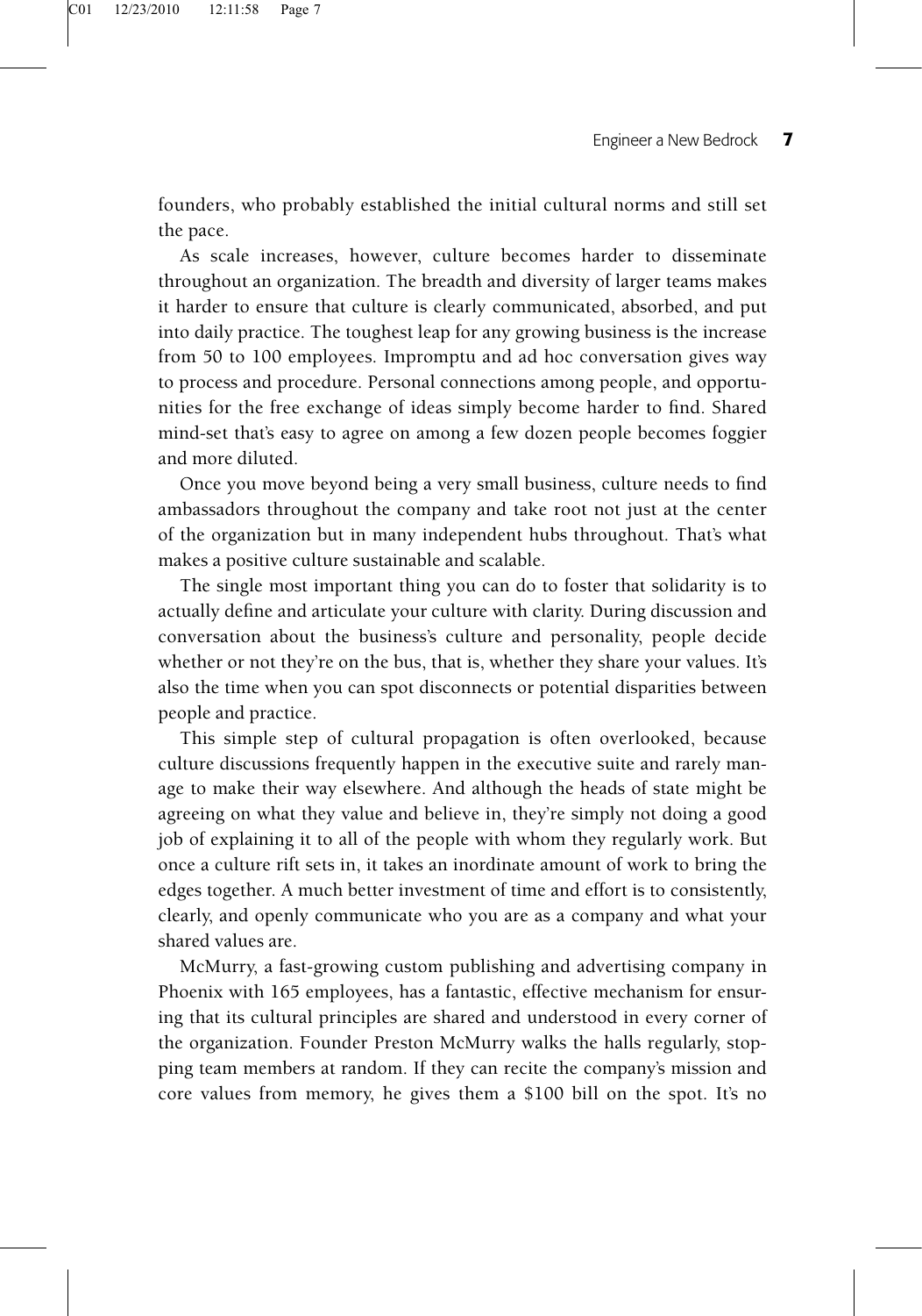founders, who probably established the initial cultural norms and still set the pace.

As scale increases, however, culture becomes harder to disseminate throughout an organization. The breadth and diversity of larger teams makes it harder to ensure that culture is clearly communicated, absorbed, and put into daily practice. The toughest leap for any growing business is the increase from 50 to 100 employees. Impromptu and ad hoc conversation gives way to process and procedure. Personal connections among people, and opportunities for the free exchange of ideas simply become harder to find. Shared mind-set that's easy to agree on among a few dozen people becomes foggier and more diluted.

Once you move beyond being a very small business, culture needs to find ambassadors throughout the company and take root not just at the center of the organization but in many independent hubs throughout. That's what makes a positive culture sustainable and scalable.

The single most important thing you can do to foster that solidarity is to actually define and articulate your culture with clarity. During discussion and conversation about the business's culture and personality, people decide whether or not they're on the bus, that is, whether they share your values. It's also the time when you can spot disconnects or potential disparities between people and practice.

This simple step of cultural propagation is often overlooked, because culture discussions frequently happen in the executive suite and rarely manage to make their way elsewhere. And although the heads of state might be agreeing on what they value and believe in, they're simply not doing a good job of explaining it to all of the people with whom they regularly work. But once a culture rift sets in, it takes an inordinate amount of work to bring the edges together. A much better investment of time and effort is to consistently, clearly, and openly communicate who you are as a company and what your shared values are.

McMurry, a fast-growing custom publishing and advertising company in Phoenix with 165 employees, has a fantastic, effective mechanism for ensuring that its cultural principles are shared and understood in every corner of the organization. Founder Preston McMurry walks the halls regularly, stopping team members at random. If they can recite the company's mission and core values from memory, he gives them a $100 bill on the spot. It's no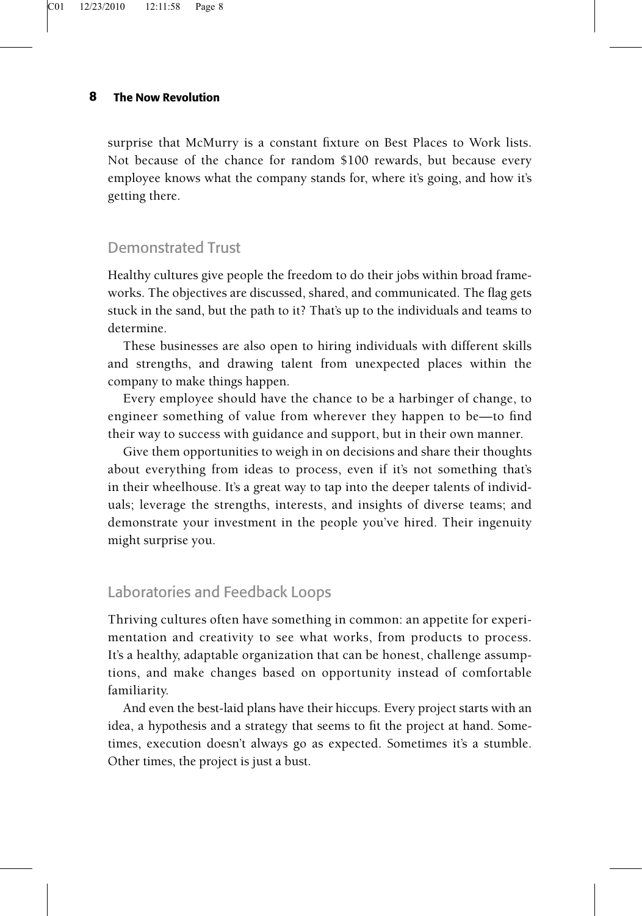surprise that McMurry is a constant fixture on Best Places to Work lists. Not because of the chance for random $100 rewards, but because every employee knows what the company stands for, where it's going, and how it's getting there.

## Demonstrated Trust

Healthy cultures give people the freedom to do their jobs within broad frameworks. The objectives are discussed, shared, and communicated. The flag gets stuck in the sand, but the path to it? That's up to the individuals and teams to determine.

These businesses are also open to hiring individuals with different skills and strengths, and drawing talent from unexpected places within the company to make things happen.

Every employee should have the chance to be a harbinger of change, to engineer something of value from wherever they happen to be—to find their way to success with guidance and support, but in their own manner.

Give them opportunities to weigh in on decisions and share their thoughts about everything from ideas to process, even if it's not something that's in their wheelhouse. It's a great way to tap into the deeper talents of individuals; leverage the strengths, interests, and insights of diverse teams; and demonstrate your investment in the people you've hired. Their ingenuity might surprise you.

## Laboratories and Feedback Loops

Thriving cultures often have something in common: an appetite for experimentation and creativity to see what works, from products to process. It's a healthy, adaptable organization that can be honest, challenge assumptions, and make changes based on opportunity instead of comfortable familiarity.

And even the best-laid plans have their hiccups. Every project starts with an idea, a hypothesis and a strategy that seems to fit the project at hand. Sometimes, execution doesn't always go as expected. Sometimes it's a stumble. Other times, the project is just a bust.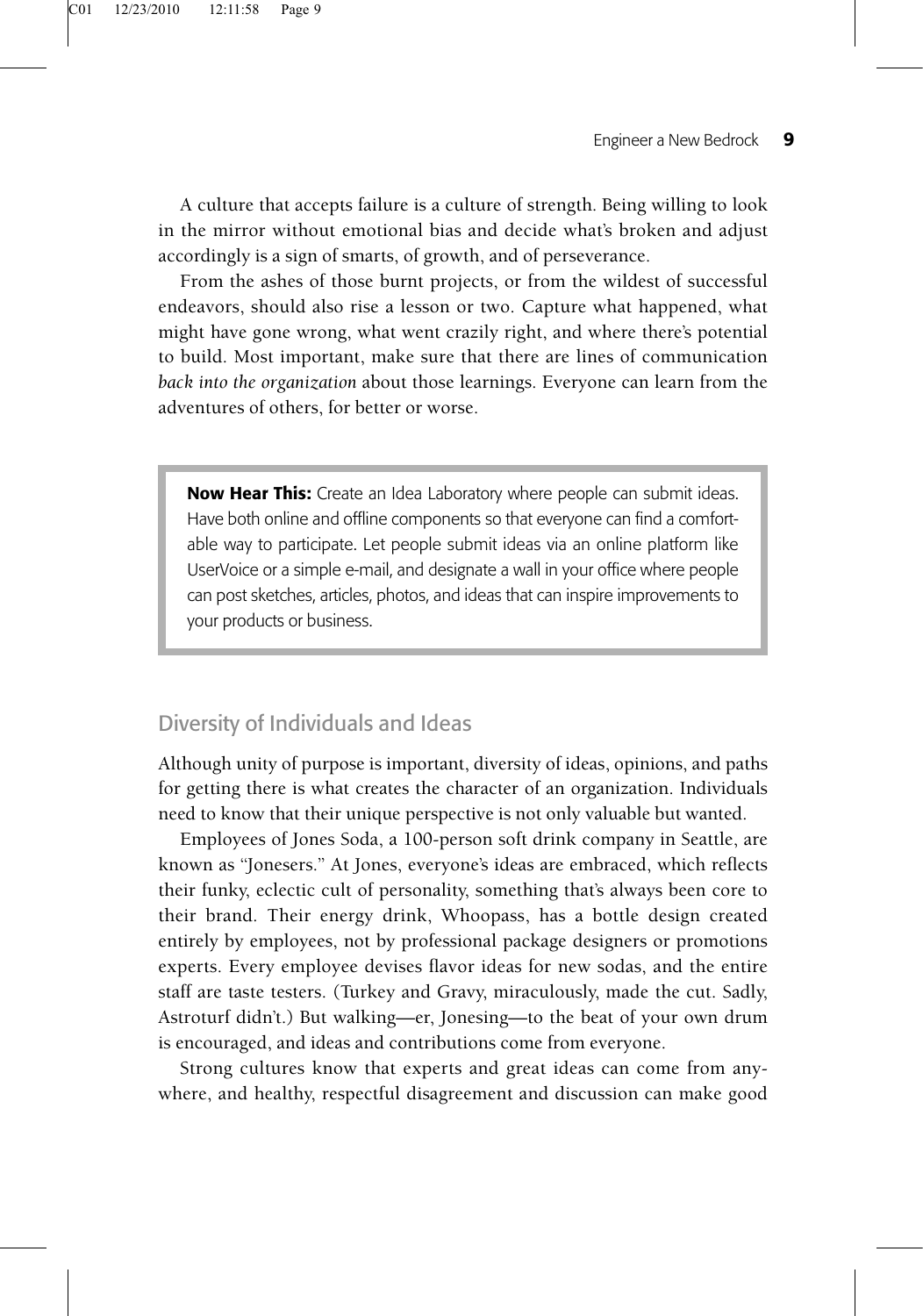A culture that accepts failure is a culture of strength. Being willing to look in the mirror without emotional bias and decide what's broken and adjust accordingly is a sign of smarts, of growth, and of perseverance.

From the ashes of those burnt projects, or from the wildest of successful endeavors, should also rise a lesson or two. Capture what happened, what might have gone wrong, what went crazily right, and where there's potential to build. Most important, make sure that there are lines of communication *back into the organization* about those learnings. Everyone can learn from the adventures of others, for better or worse.

> **Now Hear This:** Create an Idea Laboratory where people can submit ideas. Have both online and offline components so that everyone can find a comfortable way to participate. Let people submit ideas via an online platform like UserVoice or a simple e-mail, and designate a wall in your office where people can post sketches, articles, photos, and ideas that can inspire improvements to your products or business.

## Diversity of Individuals and Ideas

Although unity of purpose is important, diversity of ideas, opinions, and paths for getting there is what creates the character of an organization. Individuals need to know that their unique perspective is not only valuable but wanted.

Employees of Jones Soda, a 100-person soft drink company in Seattle, are known as "Jonesers." At Jones, everyone's ideas are embraced, which reflects their funky, eclectic cult of personality, something that's always been core to their brand. Their energy drink, Whoopass, has a bottle design created entirely by employees, not by professional package designers or promotions experts. Every employee devises flavor ideas for new sodas, and the entire staff are taste testers. (Turkey and Gravy, miraculously, made the cut. Sadly, Astroturf didn't.) But walking—er, Jonesing—to the beat of your own drum is encouraged, and ideas and contributions come from everyone.

Strong cultures know that experts and great ideas can come from anywhere, and healthy, respectful disagreement and discussion can make good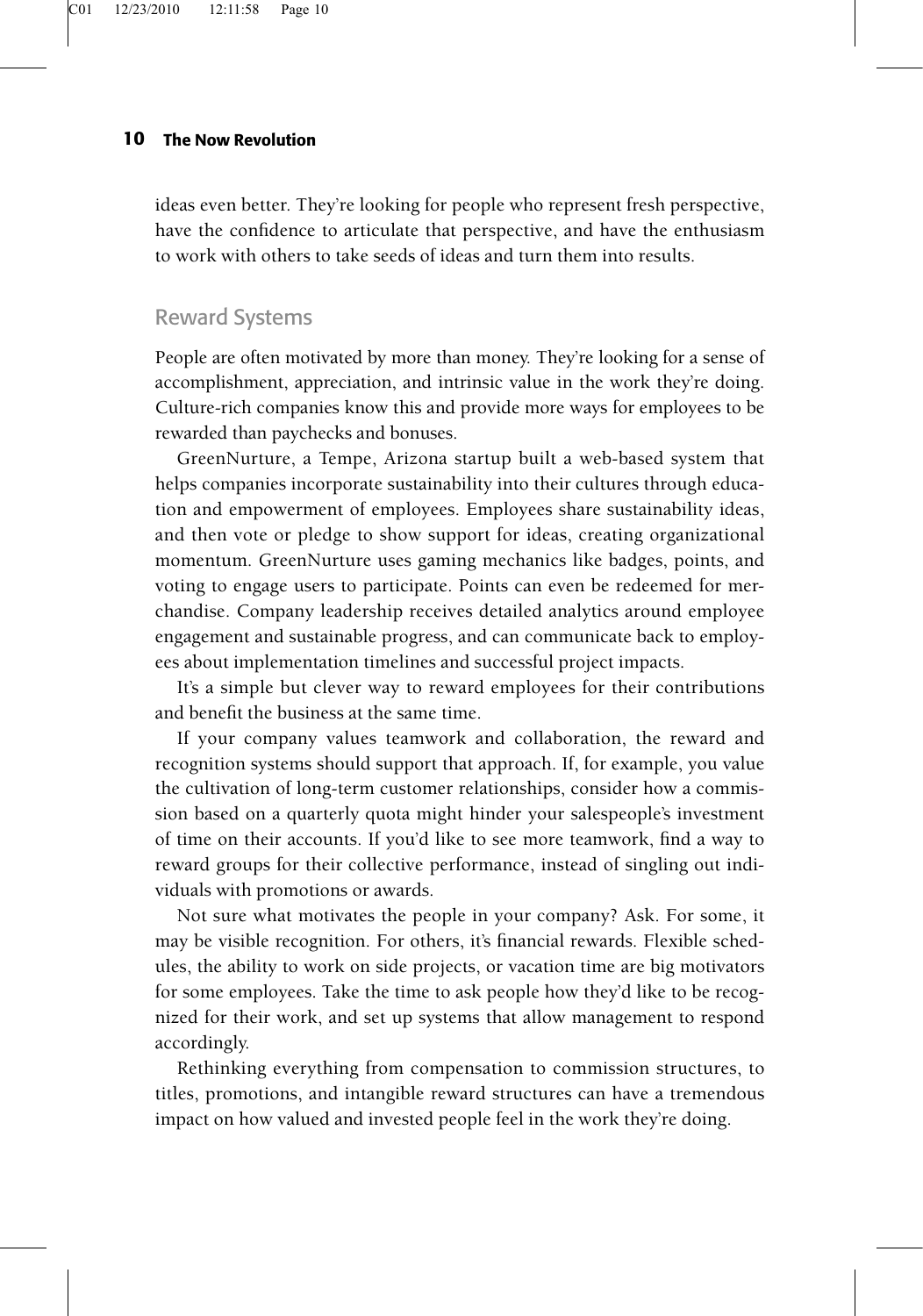ideas even better. They're looking for people who represent fresh perspective, have the confidence to articulate that perspective, and have the enthusiasm to work with others to take seeds of ideas and turn them into results.

## Reward Systems

People are often motivated by more than money. They're looking for a sense of accomplishment, appreciation, and intrinsic value in the work they're doing. Culture-rich companies know this and provide more ways for employees to be rewarded than paychecks and bonuses.

GreenNurture, a Tempe, Arizona startup built a web-based system that helps companies incorporate sustainability into their cultures through education and empowerment of employees. Employees share sustainability ideas, and then vote or pledge to show support for ideas, creating organizational momentum. GreenNurture uses gaming mechanics like badges, points, and voting to engage users to participate. Points can even be redeemed for merchandise. Company leadership receives detailed analytics around employee engagement and sustainable progress, and can communicate back to employees about implementation timelines and successful project impacts.

It's a simple but clever way to reward employees for their contributions and benefit the business at the same time.

If your company values teamwork and collaboration, the reward and recognition systems should support that approach. If, for example, you value the cultivation of long-term customer relationships, consider how a commission based on a quarterly quota might hinder your salespeople's investment of time on their accounts. If you'd like to see more teamwork, find a way to reward groups for their collective performance, instead of singling out individuals with promotions or awards.

Not sure what motivates the people in your company? Ask. For some, it may be visible recognition. For others, it's financial rewards. Flexible schedules, the ability to work on side projects, or vacation time are big motivators for some employees. Take the time to ask people how they'd like to be recognized for their work, and set up systems that allow management to respond accordingly.

Rethinking everything from compensation to commission structures, to titles, promotions, and intangible reward structures can have a tremendous impact on how valued and invested people feel in the work they're doing.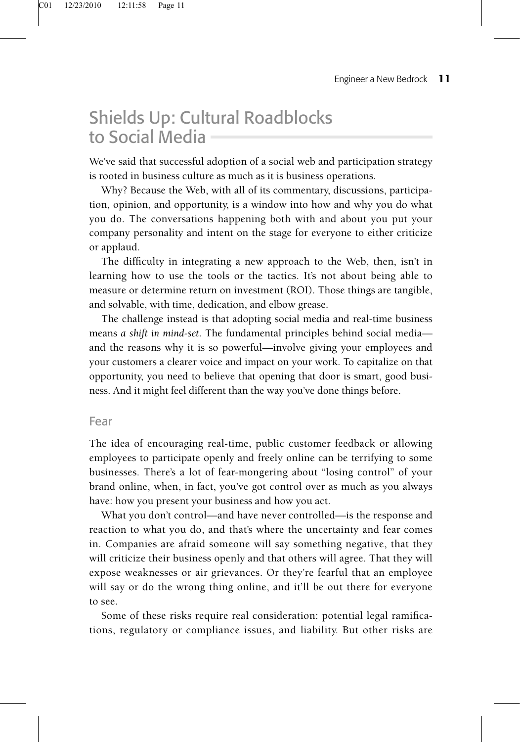## Shields Up: Cultural Roadblocks to Social Media

We've said that successful adoption of a social web and participation strategy is rooted in business culture as much as it is business operations.

Why? Because the Web, with all of its commentary, discussions, participation, opinion, and opportunity, is a window into how and why you do what you do. The conversations happening both with and about you put your company personality and intent on the stage for everyone to either criticize or applaud.

The difficulty in integrating a new approach to the Web, then, isn't in learning how to use the tools or the tactics. It's not about being able to measure or determine return on investment (ROI). Those things are tangible, and solvable, with time, dedication, and elbow grease.

The challenge instead is that adopting social media and real-time business means *a shift in mind-set*. The fundamental principles behind social media—and the reasons why it is so powerful—involve giving your employees and your customers a clearer voice and impact on your work. To capitalize on that opportunity, you need to believe that opening that door is smart, good business. And it might feel different than the way you've done things before.

### Fear

The idea of encouraging real-time, public customer feedback or allowing employees to participate openly and freely online can be terrifying to some businesses. There's a lot of fear-mongering about "losing control" of your brand online, when, in fact, you've got control over as much as you always have: how you present your business and how you act.

What you don't control—and have never controlled—is the response and reaction to what you do, and that's where the uncertainty and fear comes in. Companies are afraid someone will say something negative, that they will criticize their business openly and that others will agree. That they will expose weaknesses or air grievances. Or they're fearful that an employee will say or do the wrong thing online, and it'll be out there for everyone to see.

Some of these risks require real consideration: potential legal ramifications, regulatory or compliance issues, and liability. But other risks are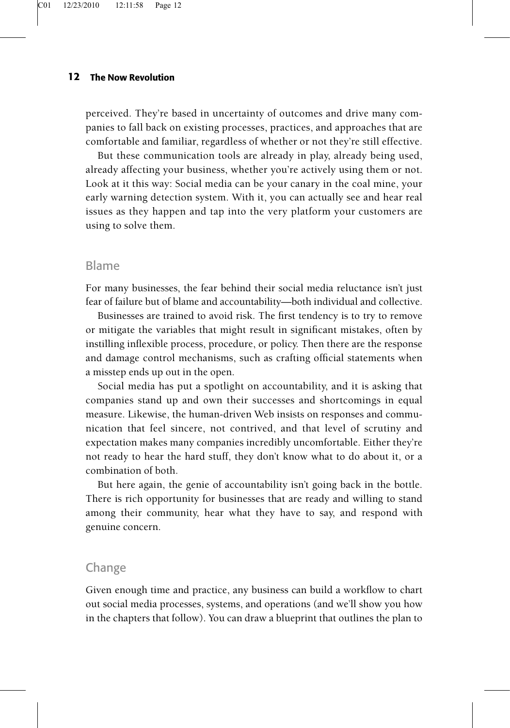perceived. They're based in uncertainty of outcomes and drive many companies to fall back on existing processes, practices, and approaches that are comfortable and familiar, regardless of whether or not they're still effective.

But these communication tools are already in play, already being used, already affecting your business, whether you're actively using them or not. Look at it this way: Social media can be your canary in the coal mine, your early warning detection system. With it, you can actually see and hear real issues as they happen and tap into the very platform your customers are using to solve them.

## Blame

For many businesses, the fear behind their social media reluctance isn't just fear of failure but of blame and accountability—both individual and collective.

Businesses are trained to avoid risk. The first tendency is to try to remove or mitigate the variables that might result in significant mistakes, often by instilling inflexible process, procedure, or policy. Then there are the response and damage control mechanisms, such as crafting official statements when a misstep ends up out in the open.

Social media has put a spotlight on accountability, and it is asking that companies stand up and own their successes and shortcomings in equal measure. Likewise, the human-driven Web insists on responses and communication that feel sincere, not contrived, and that level of scrutiny and expectation makes many companies incredibly uncomfortable. Either they're not ready to hear the hard stuff, they don't know what to do about it, or a combination of both.

But here again, the genie of accountability isn't going back in the bottle. There is rich opportunity for businesses that are ready and willing to stand among their community, hear what they have to say, and respond with genuine concern.

## Change

Given enough time and practice, any business can build a workflow to chart out social media processes, systems, and operations (and we'll show you how in the chapters that follow). You can draw a blueprint that outlines the plan to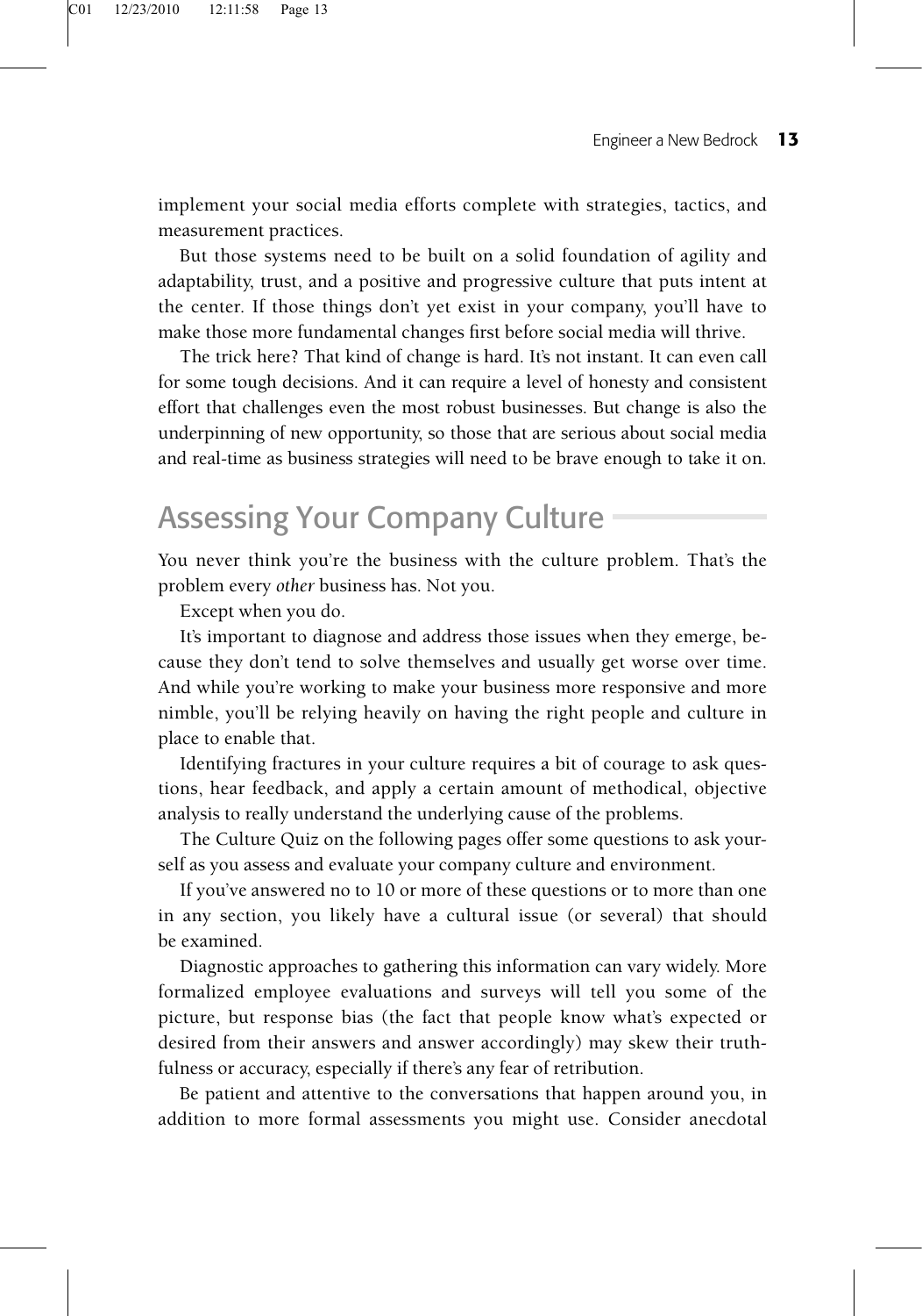implement your social media efforts complete with strategies, tactics, and measurement practices.

But those systems need to be built on a solid foundation of agility and adaptability, trust, and a positive and progressive culture that puts intent at the center. If those things don't yet exist in your company, you'll have to make those more fundamental changes first before social media will thrive.

The trick here? That kind of change is hard. It's not instant. It can even call for some tough decisions. And it can require a level of honesty and consistent effort that challenges even the most robust businesses. But change is also the underpinning of new opportunity, so those that are serious about social media and real-time as business strategies will need to be brave enough to take it on.

## Assessing Your Company Culture

You never think you're the business with the culture problem. That's the problem every *other* business has. Not you.

Except when you do.

It's important to diagnose and address those issues when they emerge, because they don't tend to solve themselves and usually get worse over time. And while you're working to make your business more responsive and more nimble, you'll be relying heavily on having the right people and culture in place to enable that.

Identifying fractures in your culture requires a bit of courage to ask questions, hear feedback, and apply a certain amount of methodical, objective analysis to really understand the underlying cause of the problems.

The Culture Quiz on the following pages offer some questions to ask yourself as you assess and evaluate your company culture and environment.

If you've answered no to 10 or more of these questions or to more than one in any section, you likely have a cultural issue (or several) that should be examined.

Diagnostic approaches to gathering this information can vary widely. More formalized employee evaluations and surveys will tell you some of the picture, but response bias (the fact that people know what's expected or desired from their answers and answer accordingly) may skew their truthfulness or accuracy, especially if there's any fear of retribution.

Be patient and attentive to the conversations that happen around you, in addition to more formal assessments you might use. Consider anecdotal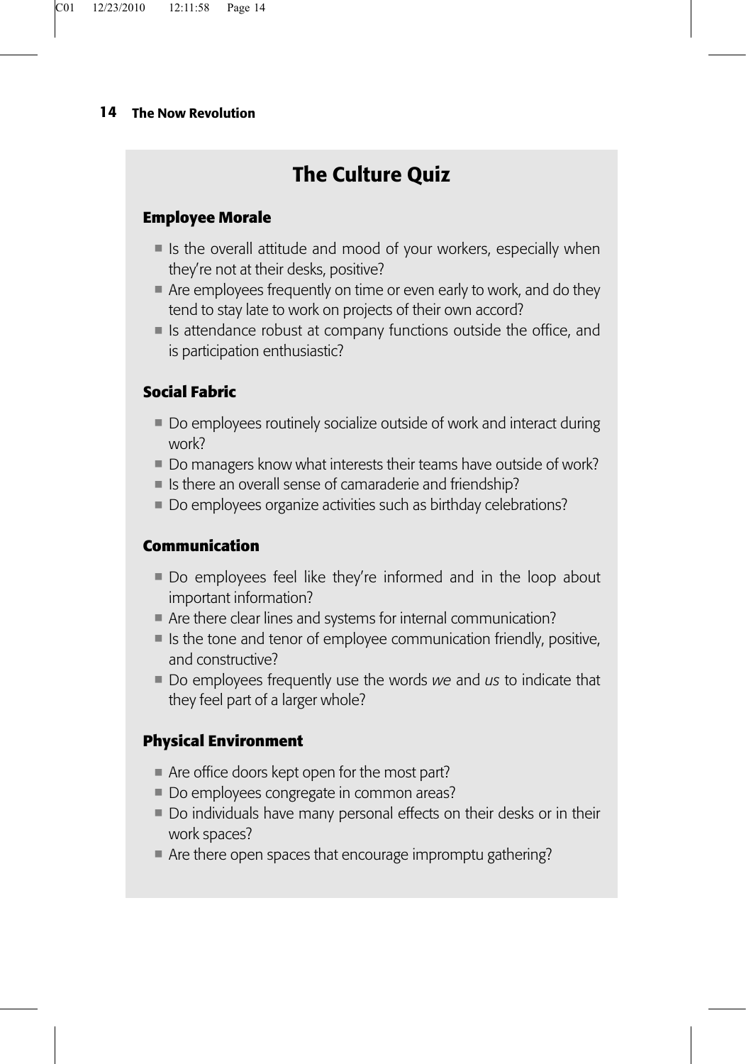## The Culture Quiz

### Employee Morale

- Is the overall attitude and mood of your workers, especially when they're not at their desks, positive?
- Are employees frequently on time or even early to work, and do they tend to stay late to work on projects of their own accord?
- Is attendance robust at company functions outside the office, and is participation enthusiastic?

### Social Fabric

- Do employees routinely socialize outside of work and interact during work?
- Do managers know what interests their teams have outside of work?
- Is there an overall sense of camaraderie and friendship?
- Do employees organize activities such as birthday celebrations?

### Communication

- Do employees feel like they're informed and in the loop about important information?
- Are there clear lines and systems for internal communication?
- Is the tone and tenor of employee communication friendly, positive, and constructive?
- Do employees frequently use the words *we* and *us* to indicate that they feel part of a larger whole?

### Physical Environment

- Are office doors kept open for the most part?
- Do employees congregate in common areas?
- Do individuals have many personal effects on their desks or in their work spaces?
- Are there open spaces that encourage impromptu gathering?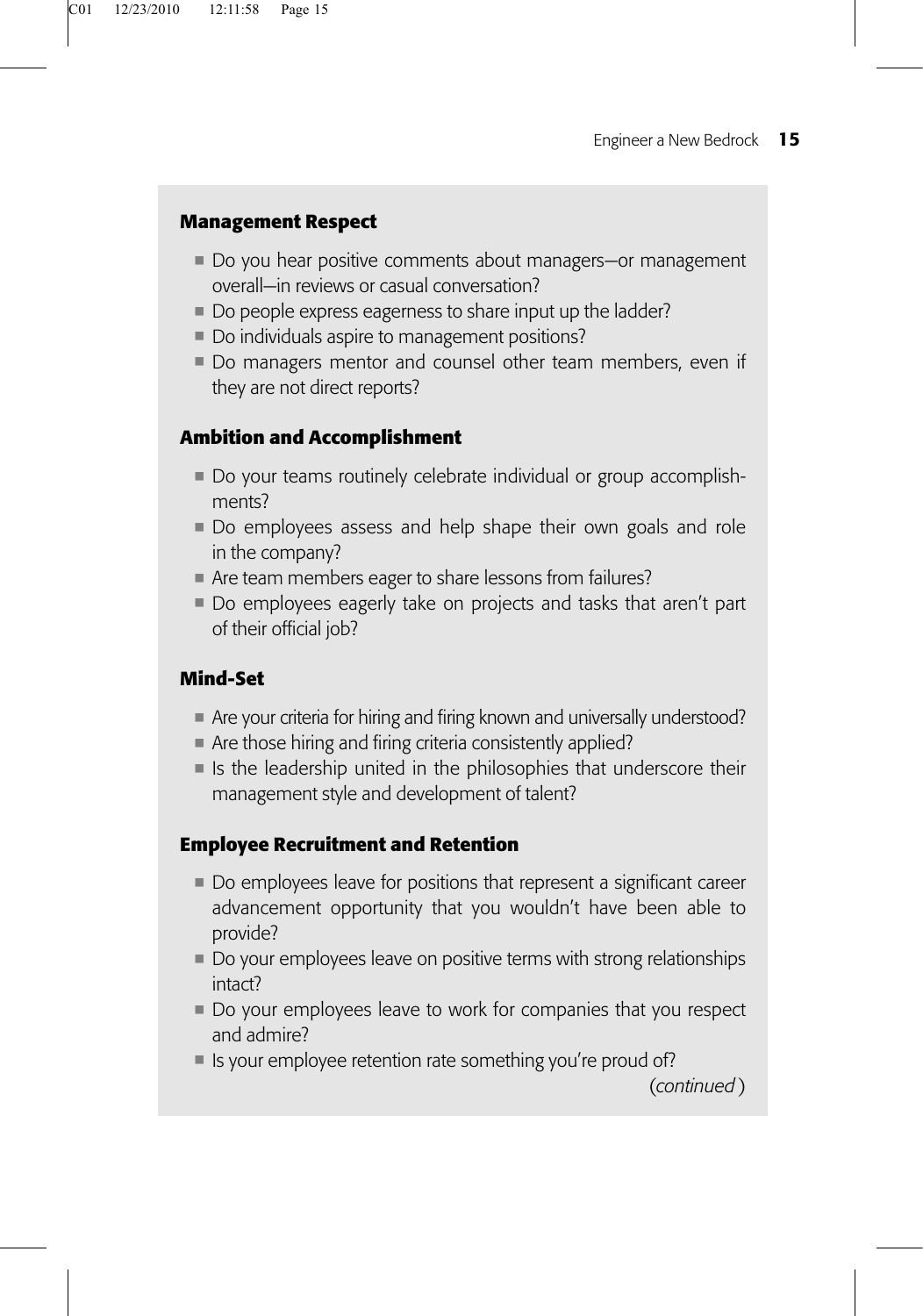### Management Respect

- Do you hear positive comments about managers—or management overall—in reviews or casual conversation?
- Do people express eagerness to share input up the ladder?
- Do individuals aspire to management positions?
- Do managers mentor and counsel other team members, even if they are not direct reports?

### Ambition and Accomplishment

- Do your teams routinely celebrate individual or group accomplishments?
- Do employees assess and help shape their own goals and role in the company?
- Are team members eager to share lessons from failures?
- Do employees eagerly take on projects and tasks that aren't part of their official job?

### Mind-Set

- Are your criteria for hiring and firing known and universally understood?
- Are those hiring and firing criteria consistently applied?
- Is the leadership united in the philosophies that underscore their management style and development of talent?

### Employee Recruitment and Retention

- Do employees leave for positions that represent a significant career advancement opportunity that you wouldn't have been able to provide?
- Do your employees leave on positive terms with strong relationships intact?
- Do your employees leave to work for companies that you respect and admire?
- Is your employee retention rate something you're proud of?

(*continued*)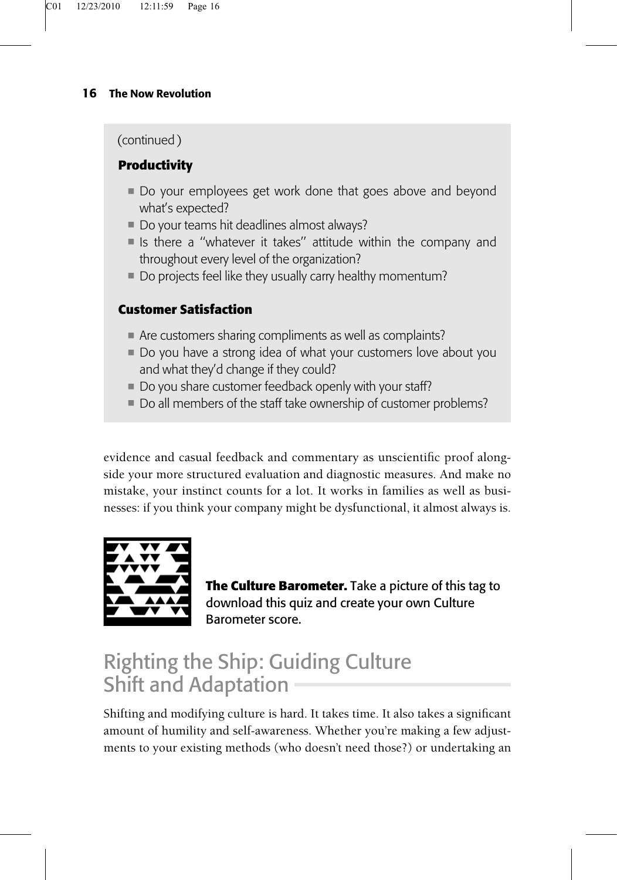(continued)

**Productivity**

- Do your employees get work done that goes above and beyond what's expected?
- Do your teams hit deadlines almost always?
- Is there a "whatever it takes" attitude within the company and throughout every level of the organization?
- Do projects feel like they usually carry healthy momentum?

**Customer Satisfaction**

- Are customers sharing compliments as well as complaints?
- Do you have a strong idea of what your customers love about you and what they'd change if they could?
- Do you share customer feedback openly with your staff?
- Do all members of the staff take ownership of customer problems?

evidence and casual feedback and commentary as unscientific proof alongside your more structured evaluation and diagnostic measures. And make no mistake, your instinct counts for a lot. It works in families as well as businesses: if you think your company might be dysfunctional, it almost always is.

**The Culture Barometer.** Take a picture of this tag to download this quiz and create your own Culture Barometer score.

## Righting the Ship: Guiding Culture Shift and Adaptation

Shifting and modifying culture is hard. It takes time. It also takes a significant amount of humility and self-awareness. Whether you're making a few adjustments to your existing methods (who doesn't need those?) or undertaking an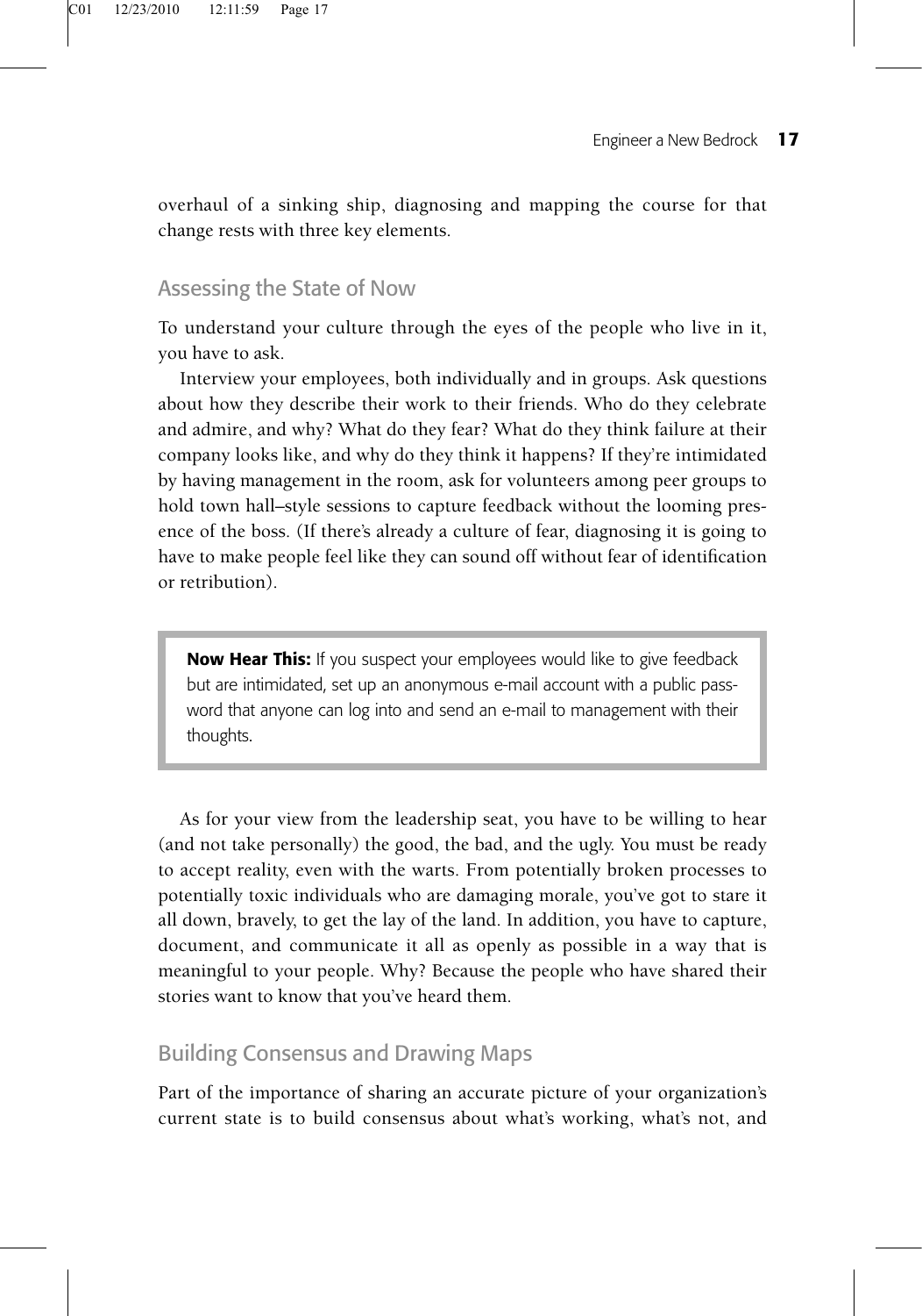overhaul of a sinking ship, diagnosing and mapping the course for that change rests with three key elements.

## Assessing the State of Now

To understand your culture through the eyes of the people who live in it, you have to ask.

Interview your employees, both individually and in groups. Ask questions about how they describe their work to their friends. Who do they celebrate and admire, and why? What do they fear? What do they think failure at their company looks like, and why do they think it happens? If they're intimidated by having management in the room, ask for volunteers among peer groups to hold town hall–style sessions to capture feedback without the looming presence of the boss. (If there's already a culture of fear, diagnosing it is going to have to make people feel like they can sound off without fear of identification or retribution).

> **Now Hear This:** If you suspect your employees would like to give feedback but are intimidated, set up an anonymous e-mail account with a public password that anyone can log into and send an e-mail to management with their thoughts.

As for your view from the leadership seat, you have to be willing to hear (and not take personally) the good, the bad, and the ugly. You must be ready to accept reality, even with the warts. From potentially broken processes to potentially toxic individuals who are damaging morale, you've got to stare it all down, bravely, to get the lay of the land. In addition, you have to capture, document, and communicate it all as openly as possible in a way that is meaningful to your people. Why? Because the people who have shared their stories want to know that you've heard them.

## Building Consensus and Drawing Maps

Part of the importance of sharing an accurate picture of your organization's current state is to build consensus about what's working, what's not, and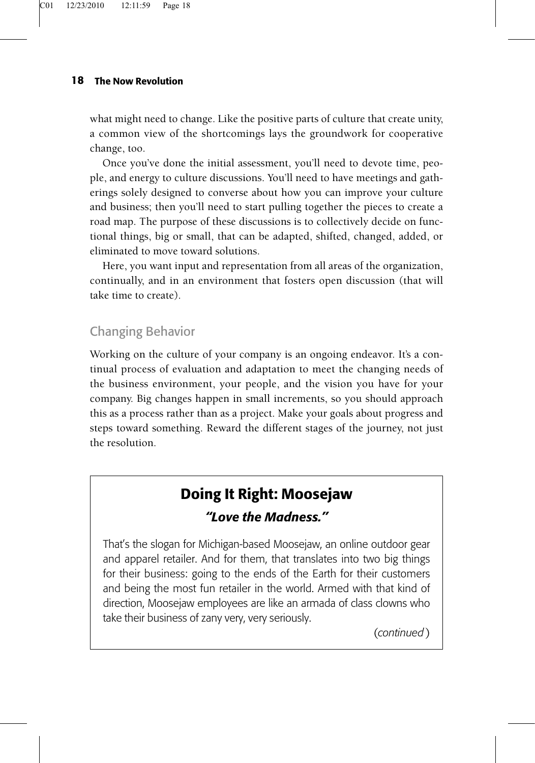what might need to change. Like the positive parts of culture that create unity, a common view of the shortcomings lays the groundwork for cooperative change, too.

Once you've done the initial assessment, you'll need to devote time, people, and energy to culture discussions. You'll need to have meetings and gatherings solely designed to converse about how you can improve your culture and business; then you'll need to start pulling together the pieces to create a road map. The purpose of these discussions is to collectively decide on functional things, big or small, that can be adapted, shifted, changed, added, or eliminated to move toward solutions.

Here, you want input and representation from all areas of the organization, continually, and in an environment that fosters open discussion (that will take time to create).

## Changing Behavior

Working on the culture of your company is an ongoing endeavor. It's a continual process of evaluation and adaptation to meet the changing needs of the business environment, your people, and the vision you have for your company. Big changes happen in small increments, so you should approach this as a process rather than as a project. Make your goals about progress and steps toward something. Reward the different stages of the journey, not just the resolution.

> ### Doing It Right: Moosejaw
>
> #### *"Love the Madness."*
>
> That's the slogan for Michigan-based Moosejaw, an online outdoor gear and apparel retailer. And for them, that translates into two big things for their business: going to the ends of the Earth for their customers and being the most fun retailer in the world. Armed with that kind of direction, Moosejaw employees are like an armada of class clowns who take their business of zany very, very seriously.
>
> (*continued*)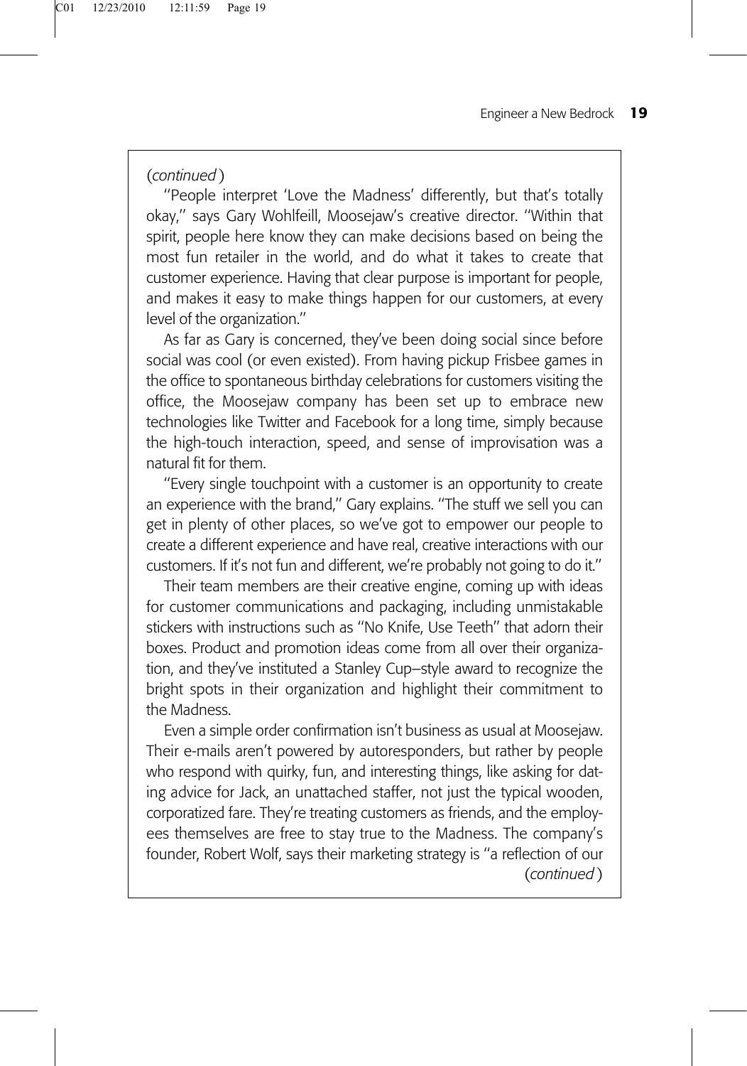(*continued*)

"People interpret 'Love the Madness' differently, but that's totally okay," says Gary Wohlfeill, Moosejaw's creative director. "Within that spirit, people here know they can make decisions based on being the most fun retailer in the world, and do what it takes to create that customer experience. Having that clear purpose is important for people, and makes it easy to make things happen for our customers, at every level of the organization."

As far as Gary is concerned, they've been doing social since before social was cool (or even existed). From having pickup Frisbee games in the office to spontaneous birthday celebrations for customers visiting the office, the Moosejaw company has been set up to embrace new technologies like Twitter and Facebook for a long time, simply because the high-touch interaction, speed, and sense of improvisation was a natural fit for them.

"Every single touchpoint with a customer is an opportunity to create an experience with the brand," Gary explains. "The stuff we sell you can get in plenty of other places, so we've got to empower our people to create a different experience and have real, creative interactions with our customers. If it's not fun and different, we're probably not going to do it."

Their team members are their creative engine, coming up with ideas for customer communications and packaging, including unmistakable stickers with instructions such as "No Knife, Use Teeth" that adorn their boxes. Product and promotion ideas come from all over their organization, and they've instituted a Stanley Cup–style award to recognize the bright spots in their organization and highlight their commitment to the Madness.

Even a simple order confirmation isn't business as usual at Moosejaw. Their e-mails aren't powered by autoresponders, but rather by people who respond with quirky, fun, and interesting things, like asking for dating advice for Jack, an unattached staffer, not just the typical wooden, corporatized fare. They're treating customers as friends, and the employees themselves are free to stay true to the Madness. The company's founder, Robert Wolf, says their marketing strategy is "a reflection of our

(*continued*)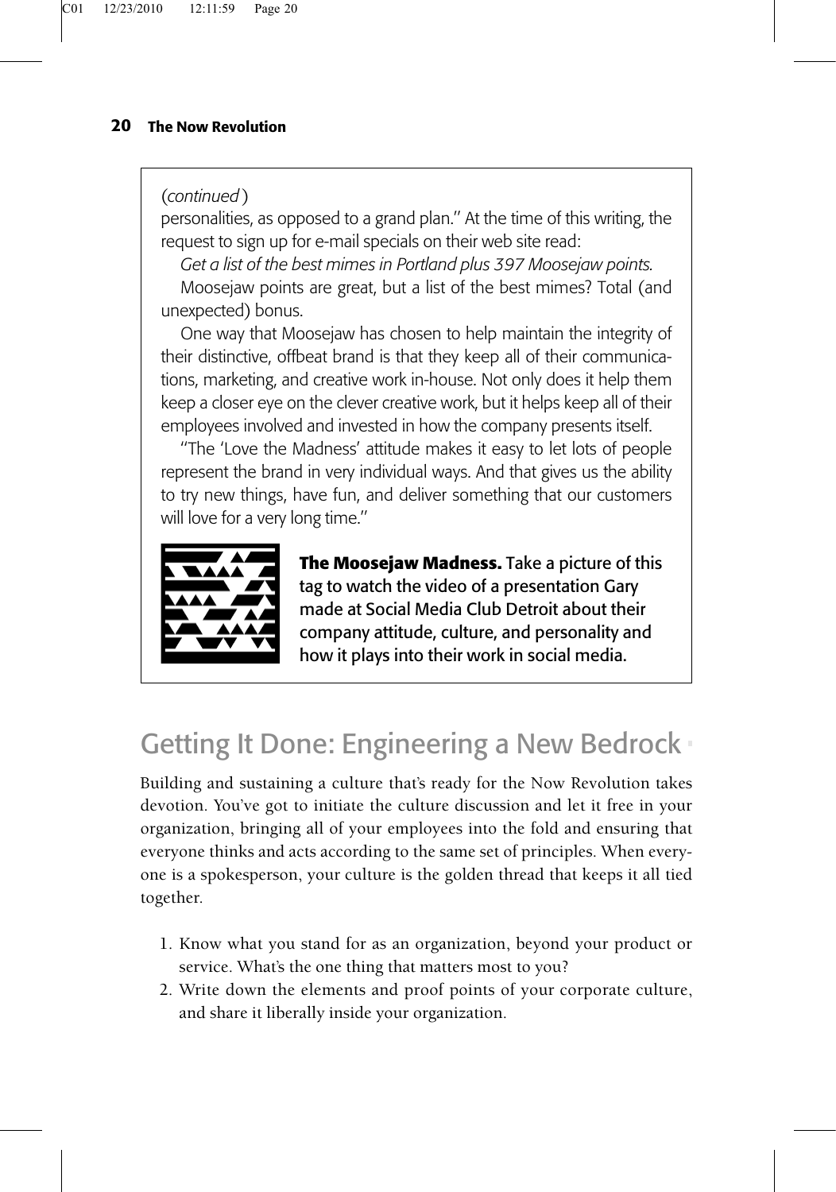(*continued*)

personalities, as opposed to a grand plan." At the time of this writing, the request to sign up for e-mail specials on their web site read:

*Get a list of the best mimes in Portland plus 397 Moosejaw points.*

Moosejaw points are great, but a list of the best mimes? Total (and unexpected) bonus.

One way that Moosejaw has chosen to help maintain the integrity of their distinctive, offbeat brand is that they keep all of their communications, marketing, and creative work in-house. Not only does it help them keep a closer eye on the clever creative work, but it helps keep all of their employees involved and invested in how the company presents itself.

"The 'Love the Madness' attitude makes it easy to let lots of people represent the brand in very individual ways. And that gives us the ability to try new things, have fun, and deliver something that our customers will love for a very long time."

**The Moosejaw Madness.** Take a picture of this tag to watch the video of a presentation Gary made at Social Media Club Detroit about their company attitude, culture, and personality and how it plays into their work in social media.

## Getting It Done: Engineering a New Bedrock

Building and sustaining a culture that's ready for the Now Revolution takes devotion. You've got to initiate the culture discussion and let it free in your organization, bringing all of your employees into the fold and ensuring that everyone thinks and acts according to the same set of principles. When everyone is a spokesperson, your culture is the golden thread that keeps it all tied together.

1. Know what you stand for as an organization, beyond your product or service. What's the one thing that matters most to you?
2. Write down the elements and proof points of your corporate culture, and share it liberally inside your organization.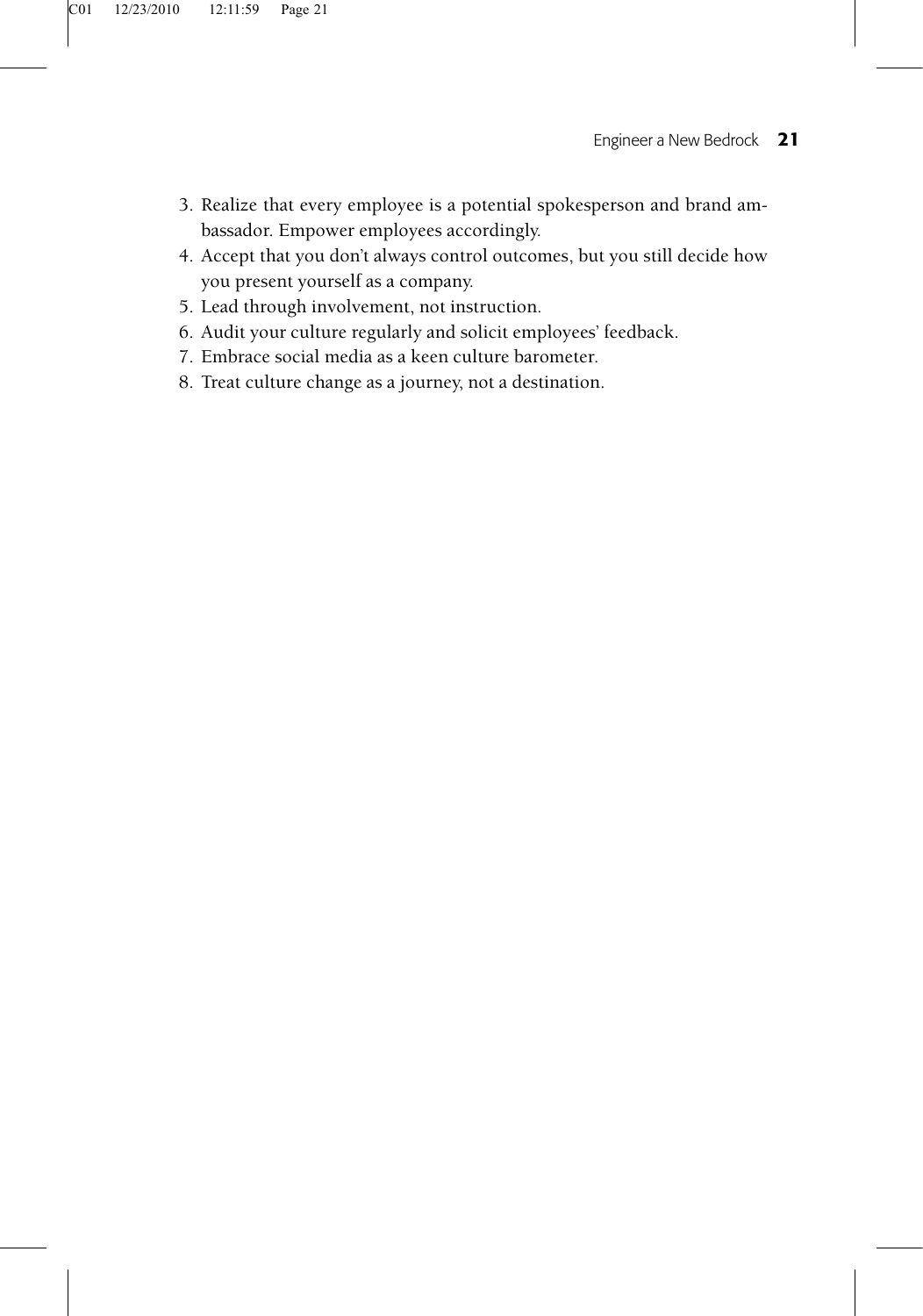3. Realize that every employee is a potential spokesperson and brand ambassador. Empower employees accordingly.
4. Accept that you don't always control outcomes, but you still decide how you present yourself as a company.
5. Lead through involvement, not instruction.
6. Audit your culture regularly and solicit employees' feedback.
7. Embrace social media as a keen culture barometer.
8. Treat culture change as a journey, not a destination.